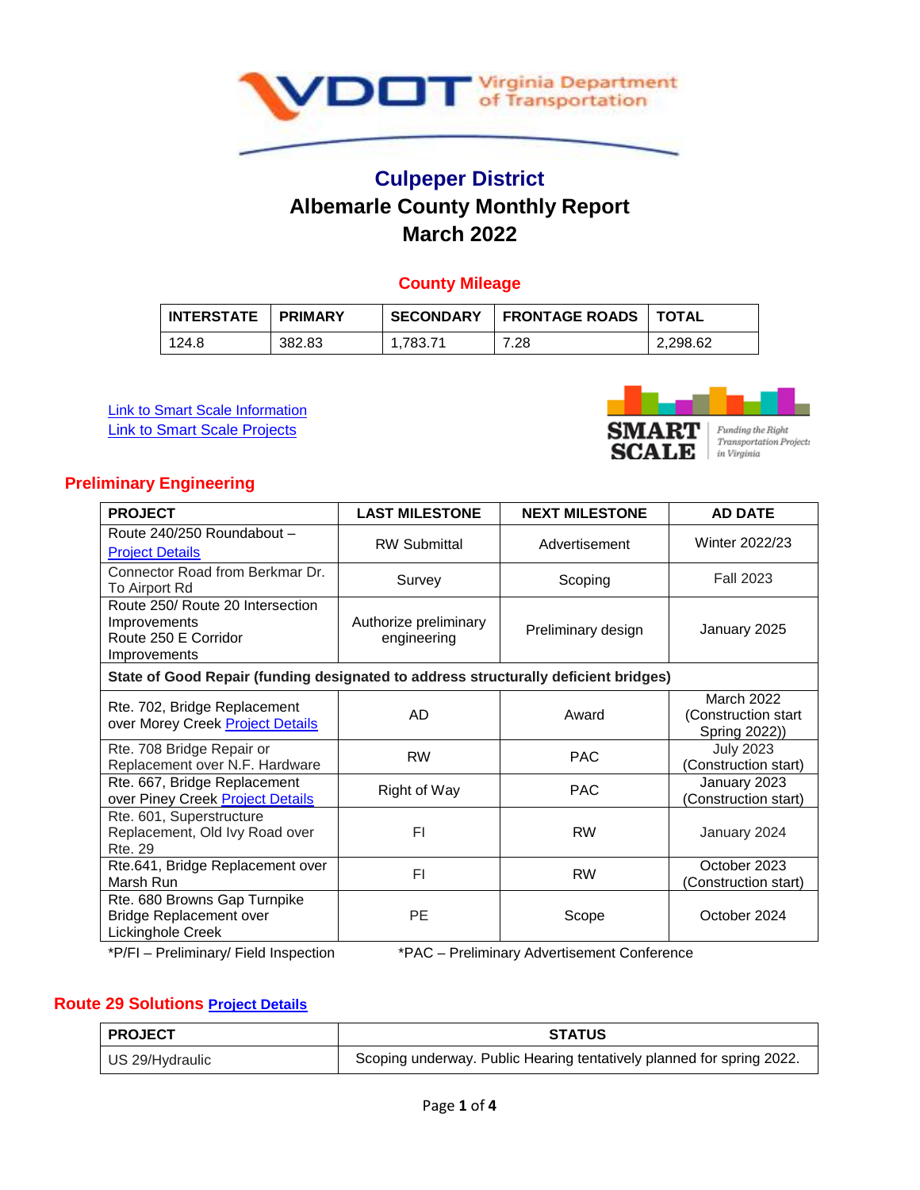# Culpeper District

## Albemarle County Monthly Report

## March 2022

### County Mileage

| INTERSTATE | PRIMARY | SECONDARY | FRONTAGE ROADS | TOTAL |
|---|---|---|---|---|
| 124.8 | 382.83 | 1,783.71 | 7.28 | 2,298.62 |

[Link to Smart Scale Information](#)
[Link to Smart Scale Projects](#)

SMART SCALE — Funding the Right Transportation Projects in Virginia

### Preliminary Engineering

| PROJECT | LAST MILESTONE | NEXT MILESTONE | AD DATE |
|---|---|---|---|
| Route 240/250 Roundabout – Project Details | RW Submittal | Advertisement | Winter 2022/23 |
| Connector Road from Berkmar Dr. To Airport Rd | Survey | Scoping | Fall 2023 |
| Route 250/ Route 20 Intersection Improvements Route 250 E Corridor Improvements | Authorize preliminary engineering | Preliminary design | January 2025 |
| **State of Good Repair (funding designated to address structurally deficient bridges)** | | | |
| Rte. 702, Bridge Replacement over Morey Creek Project Details | AD | Award | March 2022 (Construction start Spring 2022)) |
| Rte. 708 Bridge Repair or Replacement over N.F. Hardware | RW | PAC | July 2023 (Construction start) |
| Rte. 667, Bridge Replacement over Piney Creek Project Details | Right of Way | PAC | January 2023 (Construction start) |
| Rte. 601, Superstructure Replacement, Old Ivy Road over Rte. 29 | FI | RW | January 2024 |
| Rte.641, Bridge Replacement over Marsh Run | FI | RW | October 2023 (Construction start) |
| Rte. 680 Browns Gap Turnpike Bridge Replacement over Lickinghole Creek | PE | Scope | October 2024 |

*P/FI – Preliminary/ Field Inspection    *PAC – Preliminary Advertisement Conference

### Route 29 Solutions [Project Details](#)

| PROJECT | STATUS |
|---|---|
| US 29/Hydraulic | Scoping underway. Public Hearing tentatively planned for spring 2022. |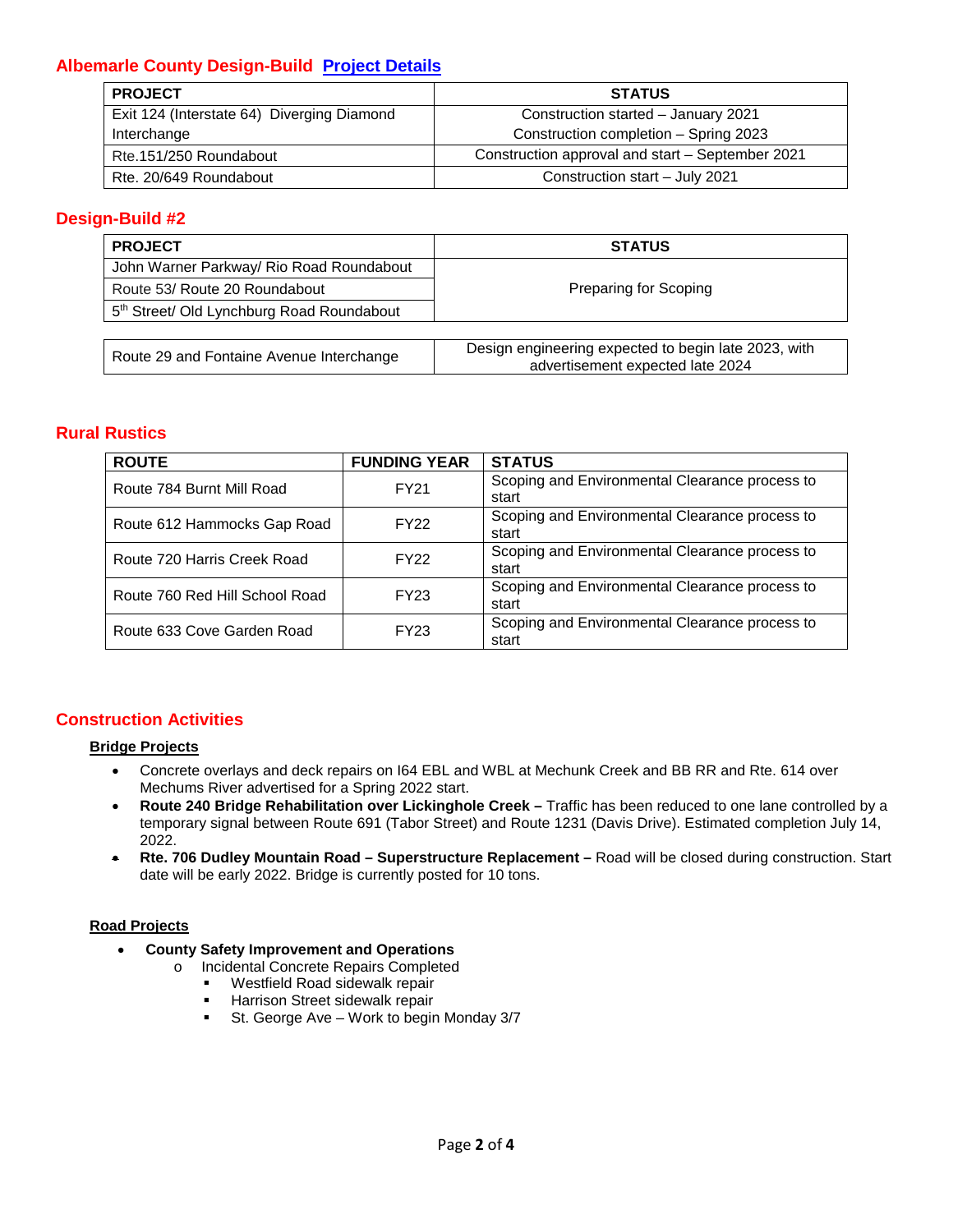## Albemarle County Design-Build Project Details

| PROJECT | STATUS |
|---|---|
| Exit 124 (Interstate 64) Diverging Diamond Interchange | Construction started – January 2021<br>Construction completion – Spring 2023 |
| Rte.151/250 Roundabout | Construction approval and start – September 2021 |
| Rte. 20/649 Roundabout | Construction start – July 2021 |

## Design-Build #2

| PROJECT | STATUS |
|---|---|
| John Warner Parkway/ Rio Road Roundabout | Preparing for Scoping |
| Route 53/ Route 20 Roundabout | |
| 5th Street/ Old Lynchburg Road Roundabout | |

| | |
|---|---|
| Route 29 and Fontaine Avenue Interchange | Design engineering expected to begin late 2023, with advertisement expected late 2024 |

## Rural Rustics

| ROUTE | FUNDING YEAR | STATUS |
|---|---|---|
| Route 784 Burnt Mill Road | FY21 | Scoping and Environmental Clearance process to start |
| Route 612 Hammocks Gap Road | FY22 | Scoping and Environmental Clearance process to start |
| Route 720 Harris Creek Road | FY22 | Scoping and Environmental Clearance process to start |
| Route 760 Red Hill School Road | FY23 | Scoping and Environmental Clearance process to start |
| Route 633 Cove Garden Road | FY23 | Scoping and Environmental Clearance process to start |

## Construction Activities

**Bridge Projects**

- Concrete overlays and deck repairs on I64 EBL and WBL at Mechunk Creek and BB RR and Rte. 614 over Mechums River advertised for a Spring 2022 start.
- **Route 240 Bridge Rehabilitation over Lickinghole Creek –** Traffic has been reduced to one lane controlled by a temporary signal between Route 691 (Tabor Street) and Route 1231 (Davis Drive). Estimated completion July 14, 2022.
- **Rte. 706 Dudley Mountain Road – Superstructure Replacement –** Road will be closed during construction. Start date will be early 2022. Bridge is currently posted for 10 tons.

**Road Projects**

- **County Safety Improvement and Operations**
  - Incidental Concrete Repairs Completed
    - Westfield Road sidewalk repair
    - Harrison Street sidewalk repair
    - St. George Ave – Work to begin Monday 3/7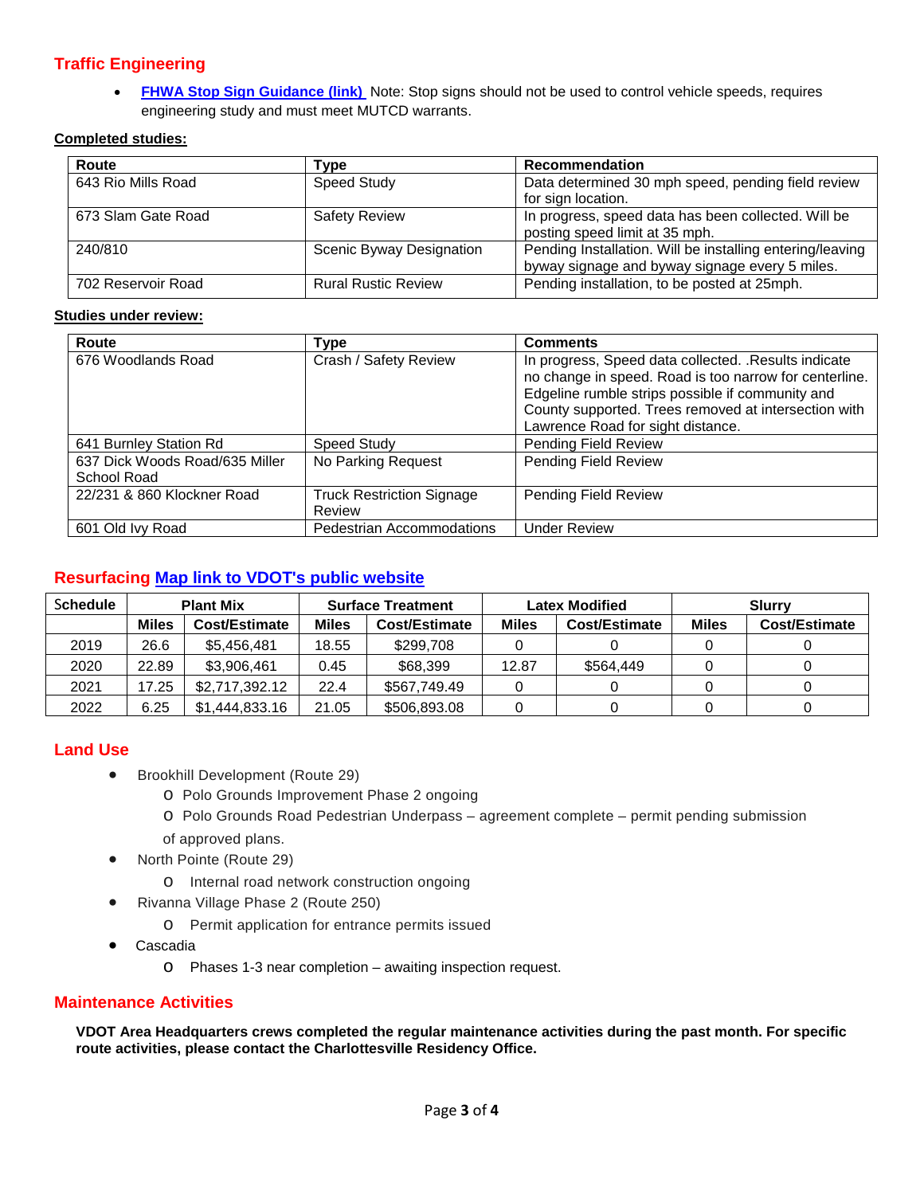## Traffic Engineering

- **[FHWA Stop Sign Guidance (link)]** Note: Stop signs should not be used to control vehicle speeds, requires engineering study and must meet MUTCD warrants.

**Completed studies:**

| Route | Type | Recommendation |
|---|---|---|
| 643 Rio Mills Road | Speed Study | Data determined 30 mph speed, pending field review for sign location. |
| 673 Slam Gate Road | Safety Review | In progress, speed data has been collected. Will be posting speed limit at 35 mph. |
| 240/810 | Scenic Byway Designation | Pending Installation. Will be installing entering/leaving byway signage and byway signage every 5 miles. |
| 702 Reservoir Road | Rural Rustic Review | Pending installation, to be posted at 25mph. |

**Studies under review:**

| Route | Type | Comments |
|---|---|---|
| 676 Woodlands Road | Crash / Safety Review | In progress, Speed data collected. .Results indicate no change in speed. Road is too narrow for centerline. Edgeline rumble strips possible if community and County supported. Trees removed at intersection with Lawrence Road for sight distance. |
| 641 Burnley Station Rd | Speed Study | Pending Field Review |
| 637 Dick Woods Road/635 Miller School Road | No Parking Request | Pending Field Review |
| 22/231 & 860 Klockner Road | Truck Restriction Signage Review | Pending Field Review |
| 601 Old Ivy Road | Pedestrian Accommodations | Under Review |

## Resurfacing [Map link to VDOT's public website]

| Schedule | Plant Mix | | Surface Treatment | | Latex Modified | | Slurry | |
|---|---|---|---|---|---|---|---|---|
| | Miles | Cost/Estimate | Miles | Cost/Estimate | Miles | Cost/Estimate | Miles | Cost/Estimate |
| 2019 | 26.6 | $5,456,481 | 18.55 | $299,708 | 0 | 0 | 0 | 0 |
| 2020 | 22.89 | $3,906,461 | 0.45 | $68,399 | 12.87 | $564,449 | 0 | 0 |
| 2021 | 17.25 | $2,717,392.12 | 22.4 | $567,749.49 | 0 | 0 | 0 | 0 |
| 2022 | 6.25 | $1,444,833.16 | 21.05 | $506,893.08 | 0 | 0 | 0 | 0 |

## Land Use

- Brookhill Development (Route 29)
  - Polo Grounds Improvement Phase 2 ongoing
  - Polo Grounds Road Pedestrian Underpass – agreement complete – permit pending submission of approved plans.
- North Pointe (Route 29)
  - Internal road network construction ongoing
- Rivanna Village Phase 2 (Route 250)
  - Permit application for entrance permits issued
- Cascadia
  - Phases 1-3 near completion – awaiting inspection request.

## Maintenance Activities

**VDOT Area Headquarters crews completed the regular maintenance activities during the past month. For specific route activities, please contact the Charlottesville Residency Office.**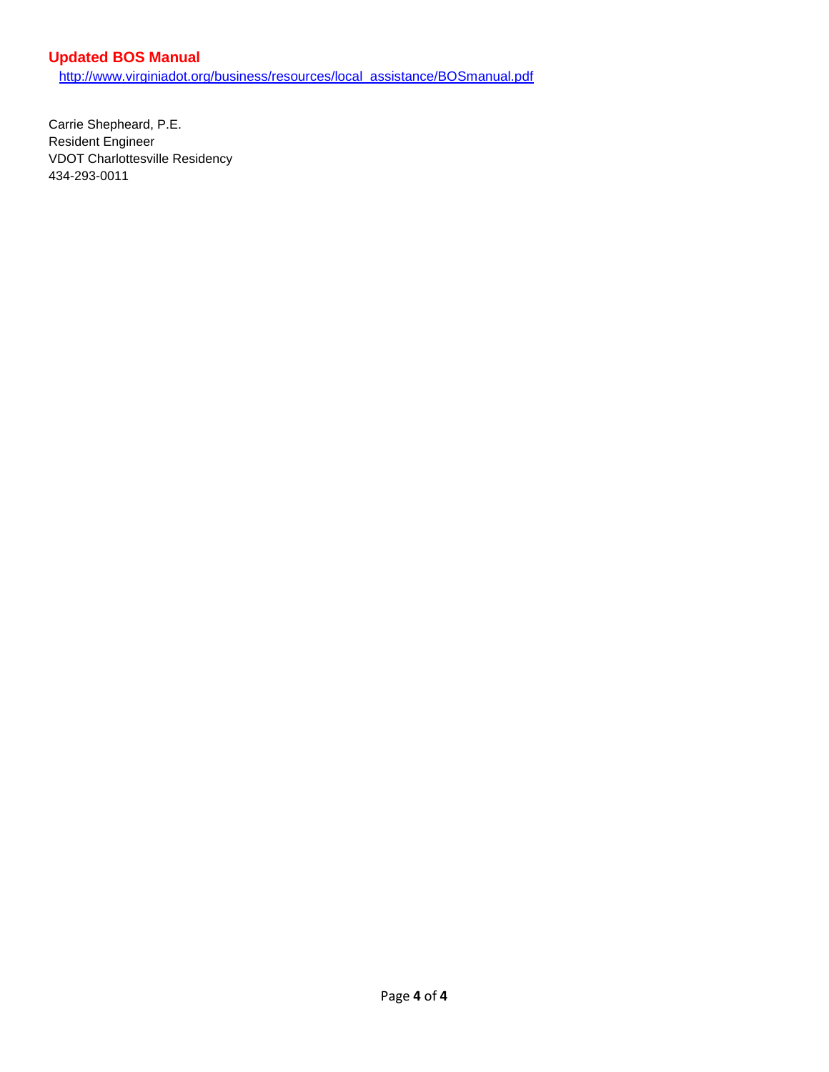**Updated BOS Manual**

http://www.virginiadot.org/business/resources/local_assistance/BOSmanual.pdf

Carrie Shepheard, P.E.
Resident Engineer
VDOT Charlottesville Residency
434-293-0011